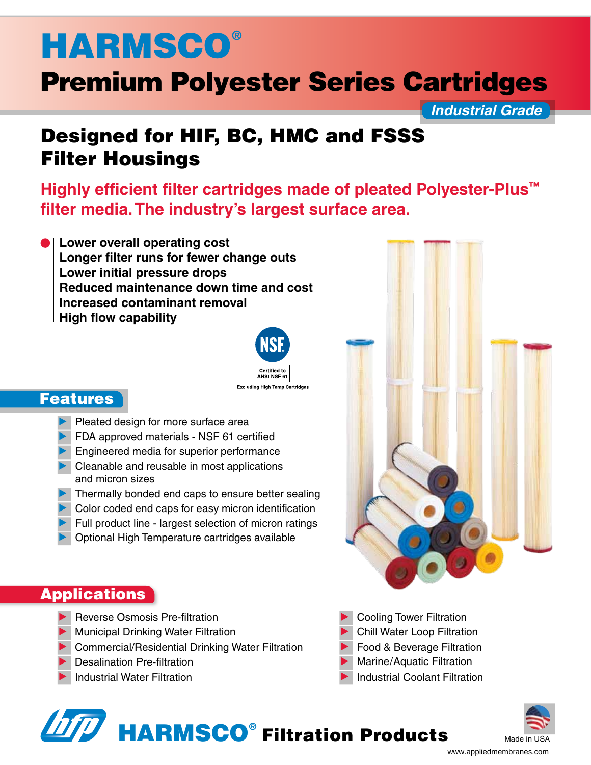# HARMSCO®

# Premium Polyester Series Cartridges

*Industrial Grade*

## Designed for HIF, BC, HMC and FSSS Filter Housings

**Highly efficient filter cartridges made of pleated Polyester-Plus™ filter media. The industry's largest surface area.**

**Lower overall operating cost**
**Longer filter runs for fewer change outs**
**Lower initial pressure drops**
**Reduced maintenance down time and cost**
**Increased contaminant removal**
**High flow capability**

NSF
Certified to ANSI-NSF 61
Excluding High Temp Cartridges

## Features

- Pleated design for more surface area
- FDA approved materials - NSF 61 certified
- Engineered media for superior performance
- Cleanable and reusable in most applications and micron sizes
- Thermally bonded end caps to ensure better sealing
- Color coded end caps for easy micron identification
- Full product line - largest selection of micron ratings
- Optional High Temperature cartridges available

## Applications

- Reverse Osmosis Pre-filtration
- Municipal Drinking Water Filtration
- Commercial/Residential Drinking Water Filtration
- Desalination Pre-filtration
- Industrial Water Filtration
- Cooling Tower Filtration
- Chill Water Loop Filtration
- Food & Beverage Filtration
- Marine/Aquatic Filtration
- Industrial Coolant Filtration

**HARMSCO® Filtration Products**

Made in USA

www.appliedmembranes.com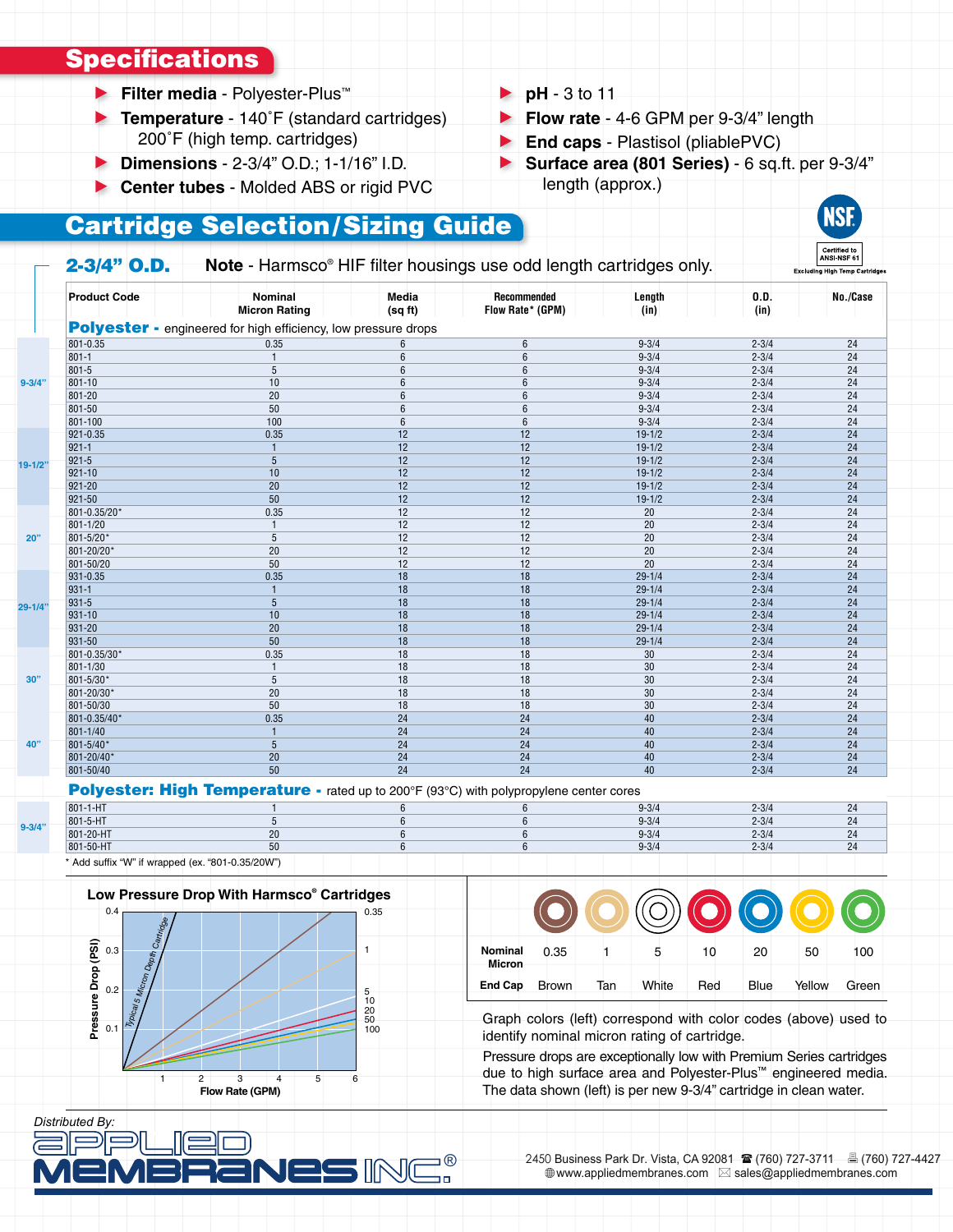## Specifications

- **Filter media** - Polyester-Plus™
- **Temperature** - 140˚F (standard cartridges) 200˚F (high temp. cartridges)
- **Dimensions** - 2-3/4" O.D.; 1-1/16" I.D.
- **Center tubes** - Molded ABS or rigid PVC
- **pH** - 3 to 11
- **Flow rate** - 4-6 GPM per 9-3/4" length
- **End caps** - Plastisol (pliablePVC)
- **Surface area (801 Series)** - 6 sq.ft. per 9-3/4" length (approx.)

NSF
Certified to ANSI-NSF 61
Excluding High Temp Cartridges

## Cartridge Selection/Sizing Guide

**2-3/4" O.D.** **Note** - Harmsco® HIF filter housings use odd length cartridges only.

**Polyester -** engineered for high efficiency, low pressure drops

| | Product Code | Nominal Micron Rating | Media (sq ft) | Recommended Flow Rate* (GPM) | Length (in) | O.D. (in) | No./Case |
|---|---|---|---|---|---|---|---|
| 9-3/4" | 801-0.35 | 0.35 | 6 | 6 | 9-3/4 | 2-3/4 | 24 |
| | 801-1 | 1 | 6 | 6 | 9-3/4 | 2-3/4 | 24 |
| | 801-5 | 5 | 6 | 6 | 9-3/4 | 2-3/4 | 24 |
| | 801-10 | 10 | 6 | 6 | 9-3/4 | 2-3/4 | 24 |
| | 801-20 | 20 | 6 | 6 | 9-3/4 | 2-3/4 | 24 |
| | 801-50 | 50 | 6 | 6 | 9-3/4 | 2-3/4 | 24 |
| | 801-100 | 100 | 6 | 6 | 9-3/4 | 2-3/4 | 24 |
| 19-1/2" | 921-0.35 | 0.35 | 12 | 12 | 19-1/2 | 2-3/4 | 24 |
| | 921-1 | 1 | 12 | 12 | 19-1/2 | 2-3/4 | 24 |
| | 921-5 | 5 | 12 | 12 | 19-1/2 | 2-3/4 | 24 |
| | 921-10 | 10 | 12 | 12 | 19-1/2 | 2-3/4 | 24 |
| | 921-20 | 20 | 12 | 12 | 19-1/2 | 2-3/4 | 24 |
| | 921-50 | 50 | 12 | 12 | 19-1/2 | 2-3/4 | 24 |
| 20" | 801-0.35/20* | 0.35 | 12 | 12 | 20 | 2-3/4 | 24 |
| | 801-1/20 | 1 | 12 | 12 | 20 | 2-3/4 | 24 |
| | 801-5/20* | 5 | 12 | 12 | 20 | 2-3/4 | 24 |
| | 801-20/20* | 20 | 12 | 12 | 20 | 2-3/4 | 24 |
| | 801-50/20 | 50 | 12 | 12 | 20 | 2-3/4 | 24 |
| 29-1/4" | 931-0.35 | 0.35 | 18 | 18 | 29-1/4 | 2-3/4 | 24 |
| | 931-1 | 1 | 18 | 18 | 29-1/4 | 2-3/4 | 24 |
| | 931-5 | 5 | 18 | 18 | 29-1/4 | 2-3/4 | 24 |
| | 931-10 | 10 | 18 | 18 | 29-1/4 | 2-3/4 | 24 |
| | 931-20 | 20 | 18 | 18 | 29-1/4 | 2-3/4 | 24 |
| | 931-50 | 50 | 18 | 18 | 29-1/4 | 2-3/4 | 24 |
| 30" | 801-0.35/30* | 0.35 | 18 | 18 | 30 | 2-3/4 | 24 |
| | 801-1/30 | 1 | 18 | 18 | 30 | 2-3/4 | 24 |
| | 801-5/30* | 5 | 18 | 18 | 30 | 2-3/4 | 24 |
| | 801-20/30* | 20 | 18 | 18 | 30 | 2-3/4 | 24 |
| | 801-50/30 | 50 | 18 | 18 | 30 | 2-3/4 | 24 |
| 40" | 801-0.35/40* | 0.35 | 24 | 24 | 40 | 2-3/4 | 24 |
| | 801-1/40 | 1 | 24 | 24 | 40 | 2-3/4 | 24 |
| | 801-5/40* | 5 | 24 | 24 | 40 | 2-3/4 | 24 |
| | 801-20/40* | 20 | 24 | 24 | 40 | 2-3/4 | 24 |
| | 801-50/40 | 50 | 24 | 24 | 40 | 2-3/4 | 24 |

**Polyester: High Temperature -** rated up to 200°F (93°C) with polypropylene center cores

| | | | | | | | |
|---|---|---|---|---|---|---|---|
| 9-3/4" | 801-1-HT | 1 | 6 | 6 | 9-3/4 | 2-3/4 | 24 |
| | 801-5-HT | 5 | 6 | 6 | 9-3/4 | 2-3/4 | 24 |
| | 801-20-HT | 20 | 6 | 6 | 9-3/4 | 2-3/4 | 24 |
| | 801-50-HT | 50 | 6 | 6 | 9-3/4 | 2-3/4 | 24 |

* Add suffix "W" if wrapped (ex. "801-0.35/20W")

**Low Pressure Drop With Harmsco® Cartridges**

Pressure Drop (PSI)
0.4
0.3
0.2
0.1
Typical 5 Micron Depth Cartridge
0.35
1
5
10
20
50
100
1 2 3 4 5 6
Flow Rate (GPM)

| Nominal Micron | 0.35 | 1 | 5 | 10 | 20 | 50 | 100 |
|---|---|---|---|---|---|---|---|
| End Cap | Brown | Tan | White | Red | Blue | Yellow | Green |

Graph colors (left) correspond with color codes (above) used to identify nominal micron rating of cartridge.

Pressure drops are exceptionally low with Premium Series cartridges due to high surface area and Polyester-Plus™ engineered media. The data shown (left) is per new 9-3/4" cartridge in clean water.

*Distributed By:*

APPLIED MEMBRANES INC.®

2450 Business Park Dr. Vista, CA 92081 ☎ (760) 727-3711 (760) 727-4427
www.appliedmembranes.com sales@appliedmembranes.com